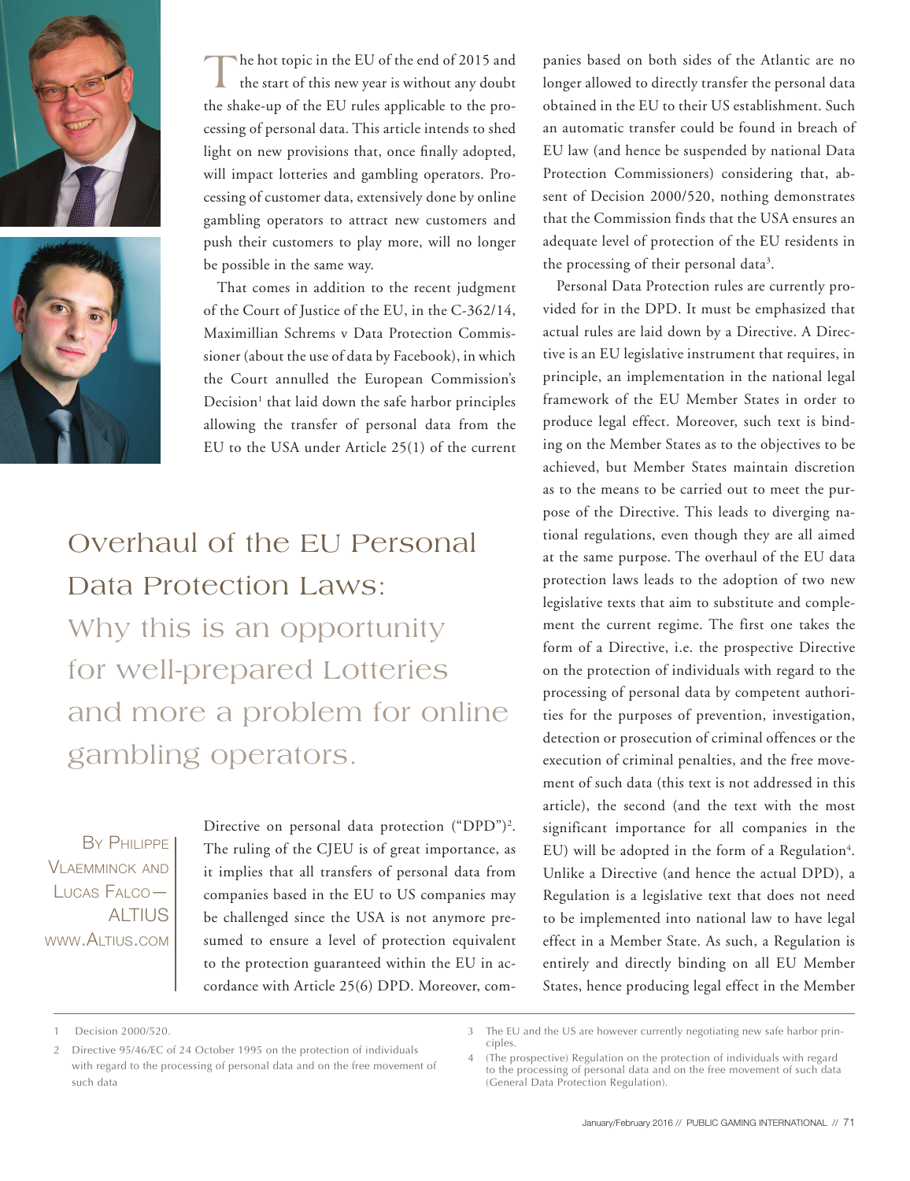# Overhaul of the EU Personal Data Protection Laws:

## Why this is an opportunity for well-prepared Lotteries and more a problem for online gambling operators.

By Philippe Vlaemminck and Lucas Falco—ALTIUS
www.Altius.com

The hot topic in the EU of the end of 2015 and the start of this new year is without any doubt the shake-up of the EU rules applicable to the processing of personal data. This article intends to shed light on new provisions that, once finally adopted, will impact lotteries and gambling operators. Processing of customer data, extensively done by online gambling operators to attract new customers and push their customers to play more, will no longer be possible in the same way.

That comes in addition to the recent judgment of the Court of Justice of the EU, in the C-362/14, Maximillian Schrems v Data Protection Commissioner (about the use of data by Facebook), in which the Court annulled the European Commission's Decision[1] that laid down the safe harbor principles allowing the transfer of personal data from the EU to the USA under Article 25(1) of the current Directive on personal data protection ("DPD")[2]. The ruling of the CJEU is of great importance, as it implies that all transfers of personal data from companies based in the EU to US companies may be challenged since the USA is not anymore presumed to ensure a level of protection equivalent to the protection guaranteed within the EU in accordance with Article 25(6) DPD. Moreover, companies based on both sides of the Atlantic are no longer allowed to directly transfer the personal data obtained in the EU to their US establishment. Such an automatic transfer could be found in breach of EU law (and hence be suspended by national Data Protection Commissioners) considering that, absent of Decision 2000/520, nothing demonstrates that the Commission finds that the USA ensures an adequate level of protection of the EU residents in the processing of their personal data[3].

Personal Data Protection rules are currently provided for in the DPD. It must be emphasized that actual rules are laid down by a Directive. A Directive is an EU legislative instrument that requires, in principle, an implementation in the national legal framework of the EU Member States in order to produce legal effect. Moreover, such text is binding on the Member States as to the objectives to be achieved, but Member States maintain discretion as to the means to be carried out to meet the purpose of the Directive. This leads to diverging national regulations, even though they are all aimed at the same purpose. The overhaul of the EU data protection laws leads to the adoption of two new legislative texts that aim to substitute and complement the current regime. The first one takes the form of a Directive, i.e. the prospective Directive on the protection of individuals with regard to the processing of personal data by competent authorities for the purposes of prevention, investigation, detection or prosecution of criminal offences or the execution of criminal penalties, and the free movement of such data (this text is not addressed in this article), the second (and the text with the most significant importance for all companies in the EU) will be adopted in the form of a Regulation[4]. Unlike a Directive (and hence the actual DPD), a Regulation is a legislative text that does not need to be implemented into national law to have legal effect in a Member State. As such, a Regulation is entirely and directly binding on all EU Member States, hence producing legal effect in the Member

---

1 Decision 2000/520.

2 Directive 95/46/EC of 24 October 1995 on the protection of individuals with regard to the processing of personal data and on the free movement of such data

3 The EU and the US are however currently negotiating new safe harbor principles.

4 (The prospective) Regulation on the protection of individuals with regard to the processing of personal data and on the free movement of such data (General Data Protection Regulation).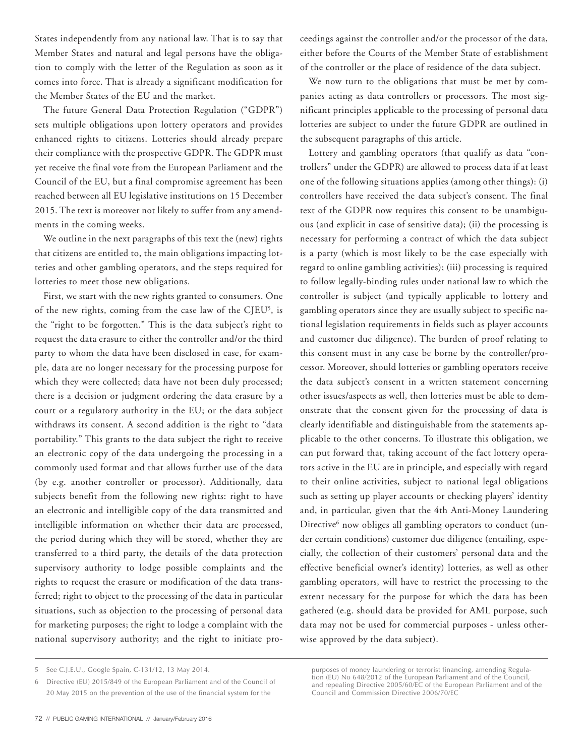States independently from any national law. That is to say that Member States and natural and legal persons have the obligation to comply with the letter of the Regulation as soon as it comes into force. That is already a significant modification for the Member States of the EU and the market.

The future General Data Protection Regulation ("GDPR") sets multiple obligations upon lottery operators and provides enhanced rights to citizens. Lotteries should already prepare their compliance with the prospective GDPR. The GDPR must yet receive the final vote from the European Parliament and the Council of the EU, but a final compromise agreement has been reached between all EU legislative institutions on 15 December 2015. The text is moreover not likely to suffer from any amendments in the coming weeks.

We outline in the next paragraphs of this text the (new) rights that citizens are entitled to, the main obligations impacting lotteries and other gambling operators, and the steps required for lotteries to meet those new obligations.

First, we start with the new rights granted to consumers. One of the new rights, coming from the case law of the CJEU[5], is the "right to be forgotten." This is the data subject's right to request the data erasure to either the controller and/or the third party to whom the data have been disclosed in case, for example, data are no longer necessary for the processing purpose for which they were collected; data have not been duly processed; there is a decision or judgment ordering the data erasure by a court or a regulatory authority in the EU; or the data subject withdraws its consent. A second addition is the right to "data portability." This grants to the data subject the right to receive an electronic copy of the data undergoing the processing in a commonly used format and that allows further use of the data (by e.g. another controller or processor). Additionally, data subjects benefit from the following new rights: right to have an electronic and intelligible copy of the data transmitted and intelligible information on whether their data are processed, the period during which they will be stored, whether they are transferred to a third party, the details of the data protection supervisory authority to lodge possible complaints and the rights to request the erasure or modification of the data transferred; right to object to the processing of the data in particular situations, such as objection to the processing of personal data for marketing purposes; the right to lodge a complaint with the national supervisory authority; and the right to initiate proceedings against the controller and/or the processor of the data, either before the Courts of the Member State of establishment of the controller or the place of residence of the data subject.

We now turn to the obligations that must be met by companies acting as data controllers or processors. The most significant principles applicable to the processing of personal data lotteries are subject to under the future GDPR are outlined in the subsequent paragraphs of this article.

Lottery and gambling operators (that qualify as data "controllers" under the GDPR) are allowed to process data if at least one of the following situations applies (among other things): (i) controllers have received the data subject's consent. The final text of the GDPR now requires this consent to be unambiguous (and explicit in case of sensitive data); (ii) the processing is necessary for performing a contract of which the data subject is a party (which is most likely to be the case especially with regard to online gambling activities); (iii) processing is required to follow legally-binding rules under national law to which the controller is subject (and typically applicable to lottery and gambling operators since they are usually subject to specific national legislation requirements in fields such as player accounts and customer due diligence). The burden of proof relating to this consent must in any case be borne by the controller/processor. Moreover, should lotteries or gambling operators receive the data subject's consent in a written statement concerning other issues/aspects as well, then lotteries must be able to demonstrate that the consent given for the processing of data is clearly identifiable and distinguishable from the statements applicable to the other concerns. To illustrate this obligation, we can put forward that, taking account of the fact lottery operators active in the EU are in principle, and especially with regard to their online activities, subject to national legal obligations such as setting up player accounts or checking players' identity and, in particular, given that the 4th Anti-Money Laundering Directive[6] now obliges all gambling operators to conduct (under certain conditions) customer due diligence (entailing, especially, the collection of their customers' personal data and the effective beneficial owner's identity) lotteries, as well as other gambling operators, will have to restrict the processing to the extent necessary for the purpose for which the data has been gathered (e.g. should data be provided for AML purpose, such data may not be used for commercial purposes - unless otherwise approved by the data subject).

---

5 See C.J.E.U., Google Spain, C-131/12, 13 May 2014.

6 Directive (EU) 2015/849 of the European Parliament and of the Council of 20 May 2015 on the prevention of the use of the financial system for the purposes of money laundering or terrorist financing, amending Regulation (EU) No 648/2012 of the European Parliament and of the Council, and repealing Directive 2005/60/EC of the European Parliament and of the Council and Commission Directive 2006/70/EC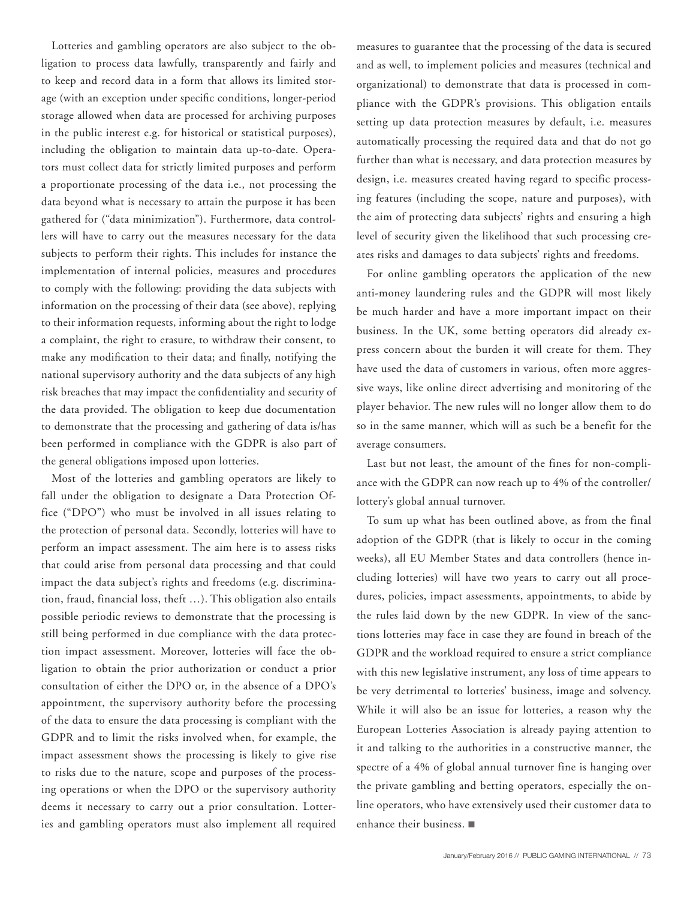Lotteries and gambling operators are also subject to the obligation to process data lawfully, transparently and fairly and to keep and record data in a form that allows its limited storage (with an exception under specific conditions, longer-period storage allowed when data are processed for archiving purposes in the public interest e.g. for historical or statistical purposes), including the obligation to maintain data up-to-date. Operators must collect data for strictly limited purposes and perform a proportionate processing of the data i.e., not processing the data beyond what is necessary to attain the purpose it has been gathered for ("data minimization"). Furthermore, data controllers will have to carry out the measures necessary for the data subjects to perform their rights. This includes for instance the implementation of internal policies, measures and procedures to comply with the following: providing the data subjects with information on the processing of their data (see above), replying to their information requests, informing about the right to lodge a complaint, the right to erasure, to withdraw their consent, to make any modification to their data; and finally, notifying the national supervisory authority and the data subjects of any high risk breaches that may impact the confidentiality and security of the data provided. The obligation to keep due documentation to demonstrate that the processing and gathering of data is/has been performed in compliance with the GDPR is also part of the general obligations imposed upon lotteries.

Most of the lotteries and gambling operators are likely to fall under the obligation to designate a Data Protection Office ("DPO") who must be involved in all issues relating to the protection of personal data. Secondly, lotteries will have to perform an impact assessment. The aim here is to assess risks that could arise from personal data processing and that could impact the data subject's rights and freedoms (e.g. discrimination, fraud, financial loss, theft …). This obligation also entails possible periodic reviews to demonstrate that the processing is still being performed in due compliance with the data protection impact assessment. Moreover, lotteries will face the obligation to obtain the prior authorization or conduct a prior consultation of either the DPO or, in the absence of a DPO's appointment, the supervisory authority before the processing of the data to ensure the data processing is compliant with the GDPR and to limit the risks involved when, for example, the impact assessment shows the processing is likely to give rise to risks due to the nature, scope and purposes of the processing operations or when the DPO or the supervisory authority deems it necessary to carry out a prior consultation. Lotteries and gambling operators must also implement all required measures to guarantee that the processing of the data is secured and as well, to implement policies and measures (technical and organizational) to demonstrate that data is processed in compliance with the GDPR's provisions. This obligation entails setting up data protection measures by default, i.e. measures automatically processing the required data and that do not go further than what is necessary, and data protection measures by design, i.e. measures created having regard to specific processing features (including the scope, nature and purposes), with the aim of protecting data subjects' rights and ensuring a high level of security given the likelihood that such processing creates risks and damages to data subjects' rights and freedoms.

For online gambling operators the application of the new anti-money laundering rules and the GDPR will most likely be much harder and have a more important impact on their business. In the UK, some betting operators did already express concern about the burden it will create for them. They have used the data of customers in various, often more aggressive ways, like online direct advertising and monitoring of the player behavior. The new rules will no longer allow them to do so in the same manner, which will as such be a benefit for the average consumers.

Last but not least, the amount of the fines for non-compliance with the GDPR can now reach up to 4% of the controller/lottery's global annual turnover.

To sum up what has been outlined above, as from the final adoption of the GDPR (that is likely to occur in the coming weeks), all EU Member States and data controllers (hence including lotteries) will have two years to carry out all procedures, policies, impact assessments, appointments, to abide by the rules laid down by the new GDPR. In view of the sanctions lotteries may face in case they are found in breach of the GDPR and the workload required to ensure a strict compliance with this new legislative instrument, any loss of time appears to be very detrimental to lotteries' business, image and solvency. While it will also be an issue for lotteries, a reason why the European Lotteries Association is already paying attention to it and talking to the authorities in a constructive manner, the spectre of a 4% of global annual turnover fine is hanging over the private gambling and betting operators, especially the online operators, who have extensively used their customer data to enhance their business. ■